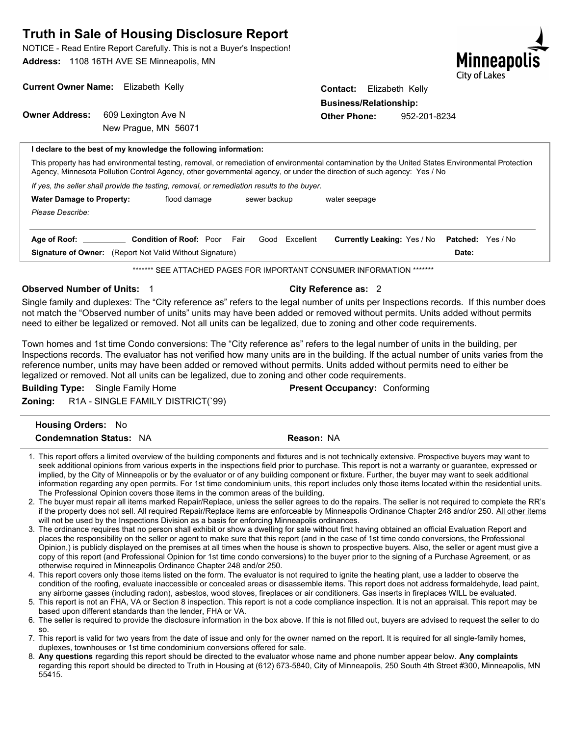# Truth in Sale of Housing Disclosure Report

NOTICE - Read Entire Report Carefully. This is not a Buyer's Inspection!

**Address:** 1108 16TH AVE SE Minneapolis, MN

Minneapolis
City of Lakes

**Current Owner Name:** Elizabeth Kelly

**Owner Address:** 609 Lexington Ave N
New Prague, MN 56071

**Contact:** Elizabeth Kelly

**Business/Relationship:**

**Other Phone:** 952-201-8234

**I declare to the best of my knowledge the following information:**

This property has had environmental testing, removal, or remediation of environmental contamination by the United States Environmental Protection Agency, Minnesota Pollution Control Agency, other governmental agency, or under the direction of such agency: Yes / No

*If yes, the seller shall provide the testing, removal, or remediation results to the buyer.*

**Water Damage to Property:** flood damage sewer backup water seepage

*Please Describe:*

**Age of Roof:** __________ **Condition of Roof:** Poor Fair Good Excellent **Currently Leaking:** Yes / No **Patched:** Yes / No

**Signature of Owner:** (Report Not Valid Without Signature) **Date:**

******* SEE ATTACHED PAGES FOR IMPORTANT CONSUMER INFORMATION *******

**Observed Number of Units:** 1 **City Reference as:** 2

Single family and duplexes: The "City reference as" refers to the legal number of units per Inspections records. If this number does not match the "Observed number of units" units may have been added or removed without permits. Units added without permits need to either be legalized or removed. Not all units can be legalized, due to zoning and other code requirements.

Town homes and 1st time Condo conversions: The "City reference as" refers to the legal number of units in the building, per Inspections records. The evaluator has not verified how many units are in the building. If the actual number of units varies from the reference number, units may have been added or removed without permits. Units added without permits need to either be legalized or removed. Not all units can be legalized, due to zoning and other code requirements.

**Building Type:** Single Family Home **Present Occupancy:** Conforming

**Zoning:** R1A - SINGLE FAMILY DISTRICT(`99)

**Housing Orders:** No

**Condemnation Status:** NA **Reason:** NA

1. This report offers a limited overview of the building components and fixtures and is not technically extensive. Prospective buyers may want to seek additional opinions from various experts in the inspections field prior to purchase. This report is not a warranty or guarantee, expressed or implied, by the City of Minneapolis or by the evaluator or of any building component or fixture. Further, the buyer may want to seek additional information regarding any open permits. For 1st time condominium units, this report includes only those items located within the residential units. The Professional Opinion covers those items in the common areas of the building.
2. The buyer must repair all items marked Repair/Replace, unless the seller agrees to do the repairs. The seller is not required to complete the RR's if the property does not sell. All required Repair/Replace items are enforceable by Minneapolis Ordinance Chapter 248 and/or 250. All other items will not be used by the Inspections Division as a basis for enforcing Minneapolis ordinances.
3. The ordinance requires that no person shall exhibit or show a dwelling for sale without first having obtained an official Evaluation Report and places the responsibility on the seller or agent to make sure that this report (and in the case of 1st time condo conversions, the Professional Opinion,) is publicly displayed on the premises at all times when the house is shown to prospective buyers. Also, the seller or agent must give a copy of this report (and Professional Opinion for 1st time condo conversions) to the buyer prior to the signing of a Purchase Agreement, or as otherwise required in Minneapolis Ordinance Chapter 248 and/or 250.
4. This report covers only those items listed on the form. The evaluator is not required to ignite the heating plant, use a ladder to observe the condition of the roofing, evaluate inaccessible or concealed areas or disassemble items. This report does not address formaldehyde, lead paint, any airborne gasses (including radon), asbestos, wood stoves, fireplaces or air conditioners. Gas inserts in fireplaces WILL be evaluated.
5. This report is not an FHA, VA or Section 8 inspection. This report is not a code compliance inspection. It is not an appraisal. This report may be based upon different standards than the lender, FHA or VA.
6. The seller is required to provide the disclosure information in the box above. If this is not filled out, buyers are advised to request the seller to do so.
7. This report is valid for two years from the date of issue and only for the owner named on the report. It is required for all single-family homes, duplexes, townhouses or 1st time condominium conversions offered for sale.
8. **Any questions** regarding this report should be directed to the evaluator whose name and phone number appear below. **Any complaints** regarding this report should be directed to Truth in Housing at (612) 673-5840, City of Minneapolis, 250 South 4th Street #300, Minneapolis, MN 55415.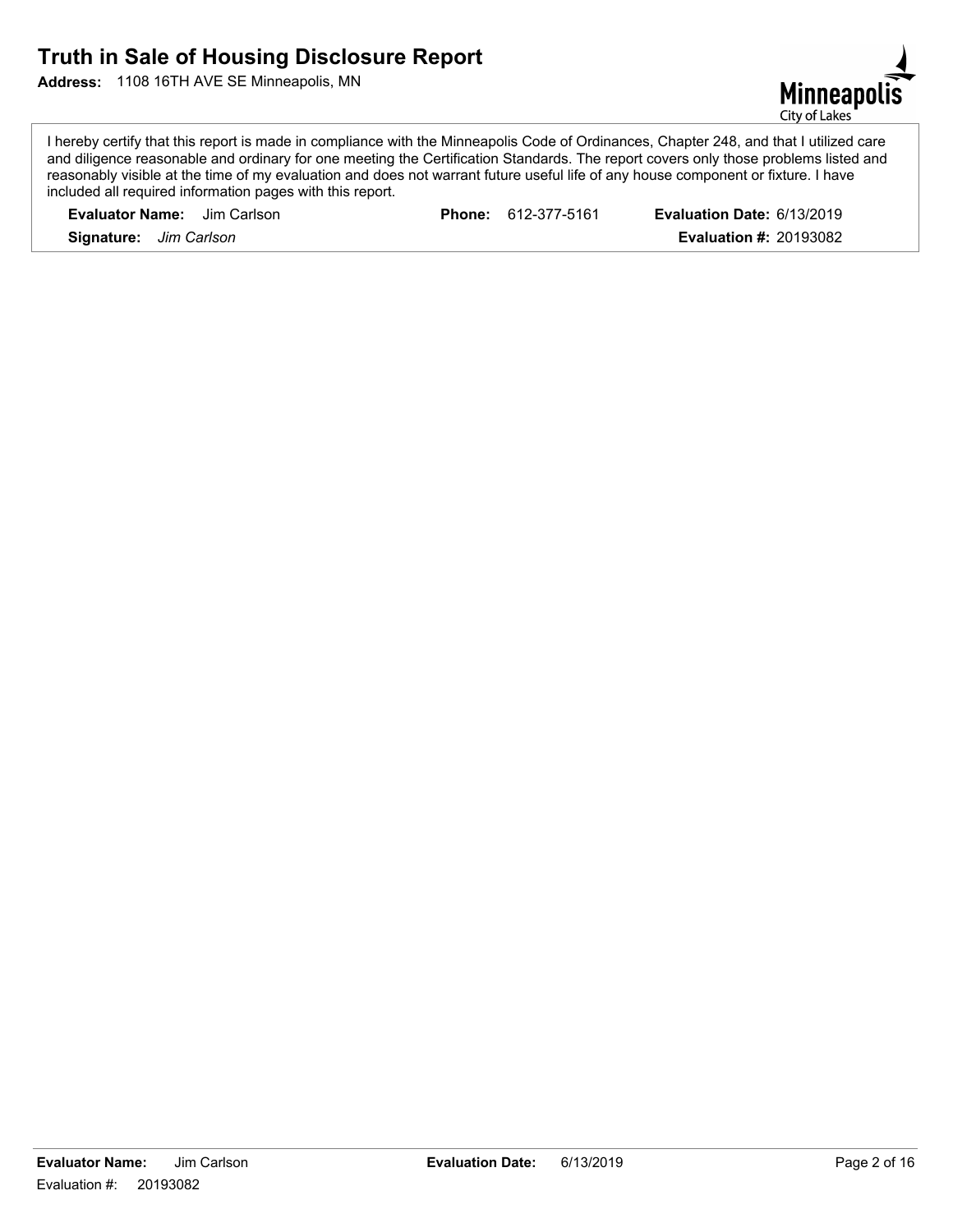# Truth in Sale of Housing Disclosure Report

**Address:** 1108 16TH AVE SE Minneapolis, MN

Minneapolis City of Lakes

I hereby certify that this report is made in compliance with the Minneapolis Code of Ordinances, Chapter 248, and that I utilized care and diligence reasonable and ordinary for one meeting the Certification Standards. The report covers only those problems listed and reasonably visible at the time of my evaluation and does not warrant future useful life of any house component or fixture. I have included all required information pages with this report.

**Evaluator Name:** Jim Carlson | **Phone:** 612-377-5161 | **Evaluation Date:** 6/13/2019

**Signature:** *Jim Carlson* | **Evaluation #:** 20193082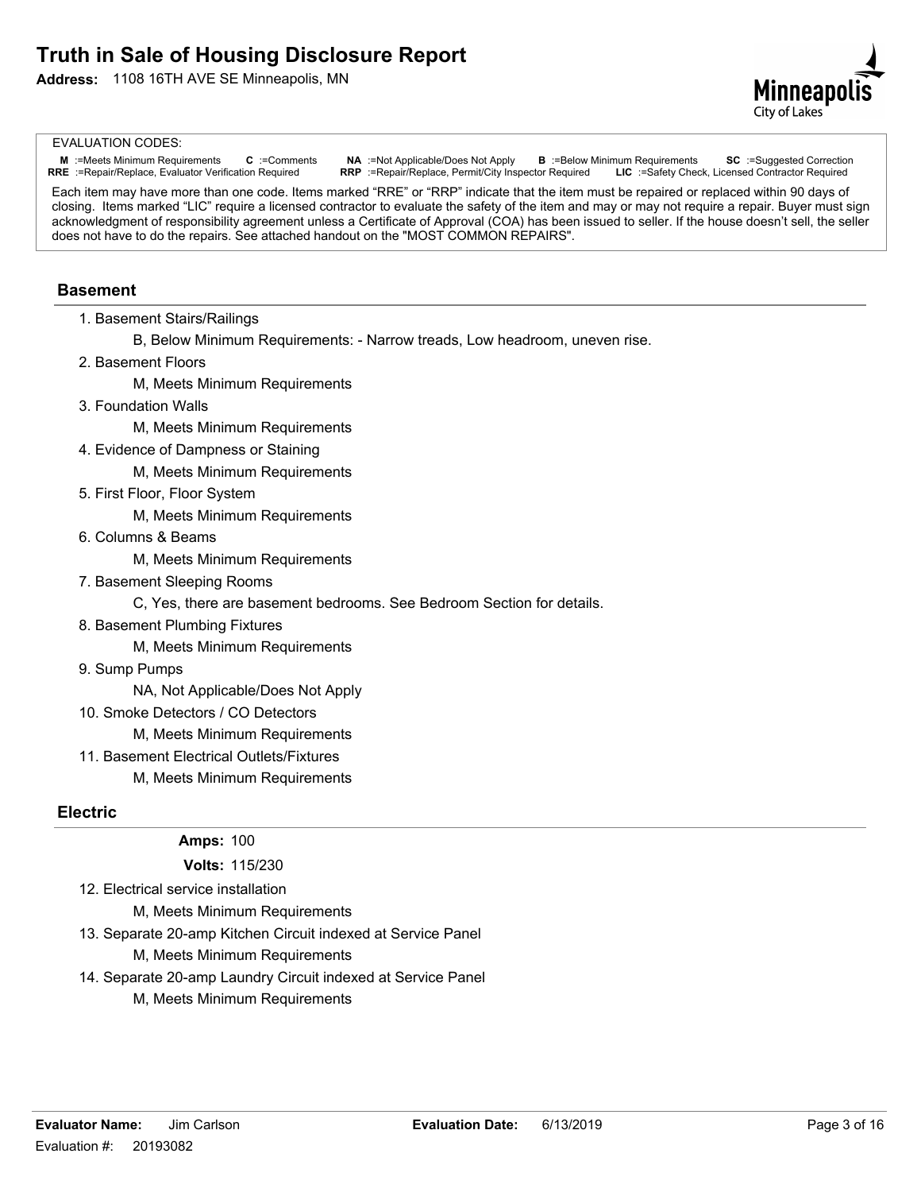# Truth in Sale of Housing Disclosure Report

**Address:** 1108 16TH AVE SE Minneapolis, MN

EVALUATION CODES:

**M** :=Meets Minimum Requirements **C** :=Comments **NA** :=Not Applicable/Does Not Apply **B** :=Below Minimum Requirements **SC** :=Suggested Correction
**RRE** :=Repair/Replace, Evaluator Verification Required **RRP** :=Repair/Replace, Permit/City Inspector Required **LIC** :=Safety Check, Licensed Contractor Required

Each item may have more than one code. Items marked "RRE" or "RRP" indicate that the item must be repaired or replaced within 90 days of closing. Items marked "LIC" require a licensed contractor to evaluate the safety of the item and may or may not require a repair. Buyer must sign acknowledgment of responsibility agreement unless a Certificate of Approval (COA) has been issued to seller. If the house doesn't sell, the seller does not have to do the repairs. See attached handout on the "MOST COMMON REPAIRS".

## Basement

1. Basement Stairs/Railings
   - B, Below Minimum Requirements: - Narrow treads, Low headroom, uneven rise.
2. Basement Floors
   - M, Meets Minimum Requirements
3. Foundation Walls
   - M, Meets Minimum Requirements
4. Evidence of Dampness or Staining
   - M, Meets Minimum Requirements
5. First Floor, Floor System
   - M, Meets Minimum Requirements
6. Columns & Beams
   - M, Meets Minimum Requirements
7. Basement Sleeping Rooms
   - C, Yes, there are basement bedrooms. See Bedroom Section for details.
8. Basement Plumbing Fixtures
   - M, Meets Minimum Requirements
9. Sump Pumps
   - NA, Not Applicable/Does Not Apply
10. Smoke Detectors / CO Detectors
    - M, Meets Minimum Requirements
11. Basement Electrical Outlets/Fixtures
    - M, Meets Minimum Requirements

## Electric

**Amps:** 100

**Volts:** 115/230

12. Electrical service installation
    - M, Meets Minimum Requirements
13. Separate 20-amp Kitchen Circuit indexed at Service Panel
    - M, Meets Minimum Requirements
14. Separate 20-amp Laundry Circuit indexed at Service Panel
    - M, Meets Minimum Requirements

**Evaluator Name:** Jim Carlson **Evaluation Date:** 6/13/2019

Evaluation #: 20193082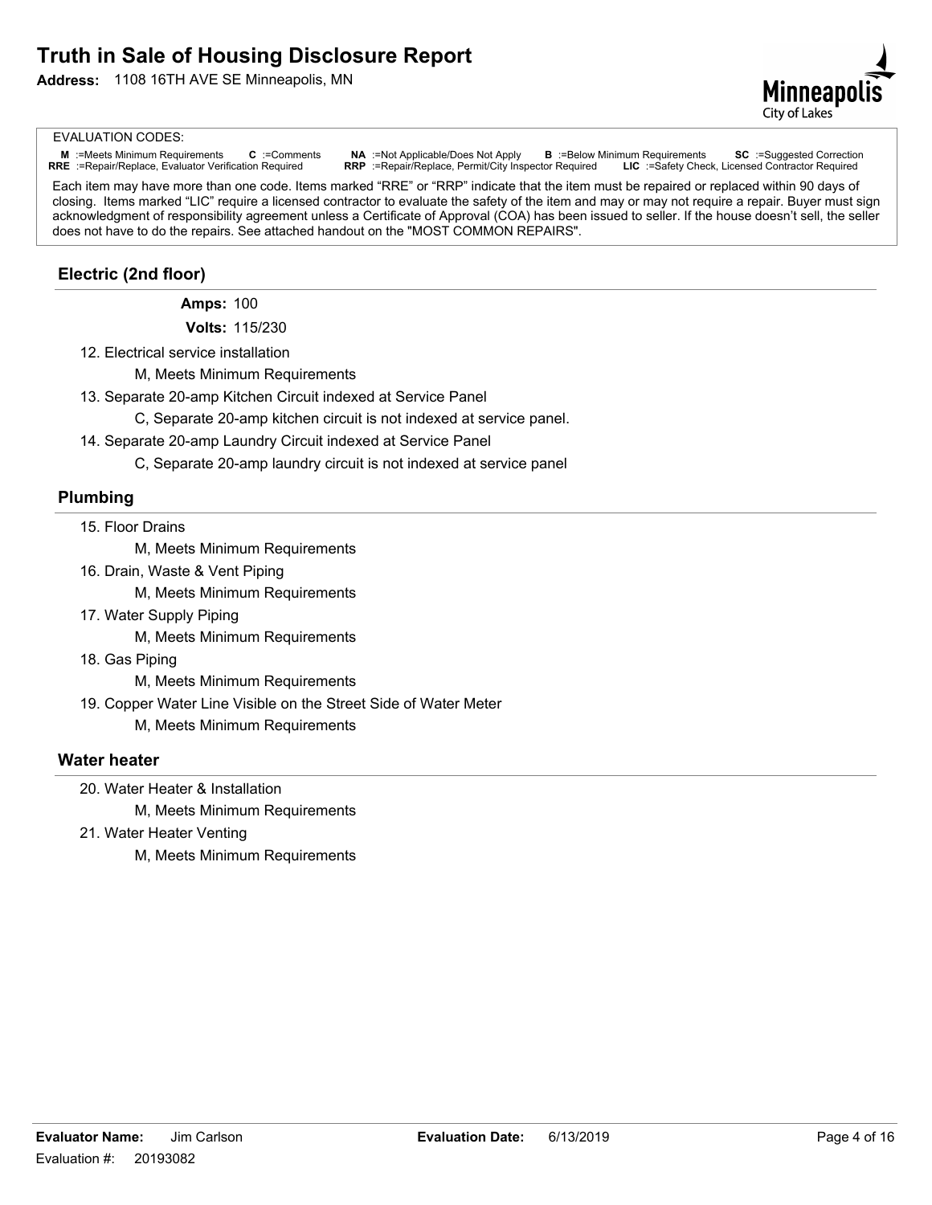# Truth in Sale of Housing Disclosure Report

**Address:** 1108 16TH AVE SE Minneapolis, MN

EVALUATION CODES:

**M** :=Meets Minimum Requirements **C** :=Comments **NA** :=Not Applicable/Does Not Apply **B** :=Below Minimum Requirements **SC** :=Suggested Correction
**RRE** :=Repair/Replace, Evaluator Verification Required **RRP** :=Repair/Replace, Permit/City Inspector Required **LIC** :=Safety Check, Licensed Contractor Required

Each item may have more than one code. Items marked "RRE" or "RRP" indicate that the item must be repaired or replaced within 90 days of closing. Items marked "LIC" require a licensed contractor to evaluate the safety of the item and may or may not require a repair. Buyer must sign acknowledgment of responsibility agreement unless a Certificate of Approval (COA) has been issued to seller. If the house doesn't sell, the seller does not have to do the repairs. See attached handout on the "MOST COMMON REPAIRS".

## Electric (2nd floor)

**Amps:** 100

**Volts:** 115/230

12. Electrical service installation
    - M, Meets Minimum Requirements
13. Separate 20-amp Kitchen Circuit indexed at Service Panel
    - C, Separate 20-amp kitchen circuit is not indexed at service panel.
14. Separate 20-amp Laundry Circuit indexed at Service Panel
    - C, Separate 20-amp laundry circuit is not indexed at service panel

## Plumbing

15. Floor Drains
    - M, Meets Minimum Requirements
16. Drain, Waste & Vent Piping
    - M, Meets Minimum Requirements
17. Water Supply Piping
    - M, Meets Minimum Requirements
18. Gas Piping
    - M, Meets Minimum Requirements
19. Copper Water Line Visible on the Street Side of Water Meter
    - M, Meets Minimum Requirements

## Water heater

20. Water Heater & Installation
    - M, Meets Minimum Requirements
21. Water Heater Venting
    - M, Meets Minimum Requirements

**Evaluator Name:** Jim Carlson **Evaluation Date:** 6/13/2019

Evaluation #: 20193082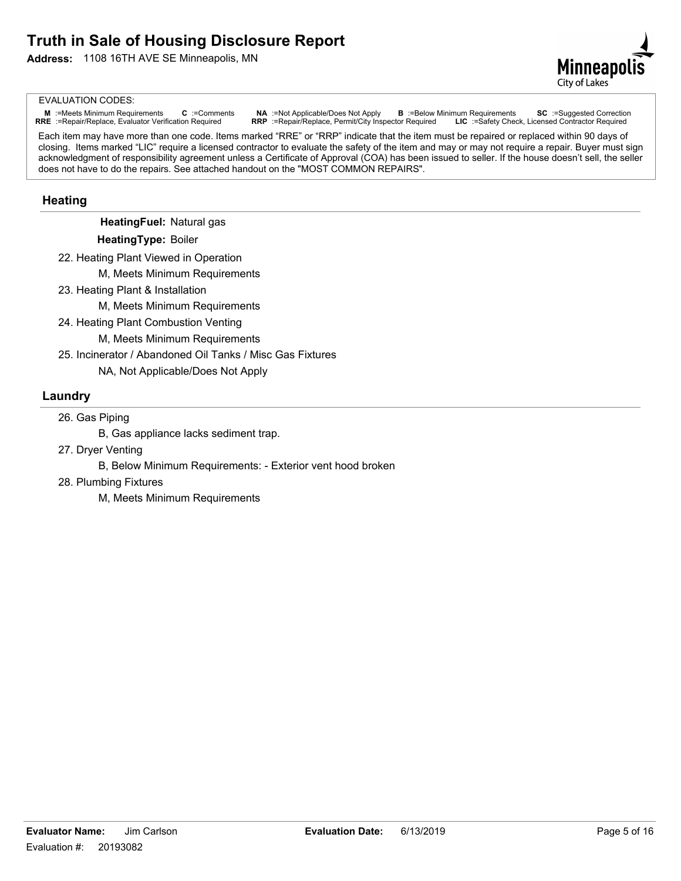# Truth in Sale of Housing Disclosure Report

**Address:** 1108 16TH AVE SE Minneapolis, MN

EVALUATION CODES:

**M** :=Meets Minimum Requirements **C** :=Comments **NA** :=Not Applicable/Does Not Apply **B** :=Below Minimum Requirements **SC** :=Suggested Correction
**RRE** :=Repair/Replace, Evaluator Verification Required **RRP** :=Repair/Replace, Permit/City Inspector Required **LIC** :=Safety Check, Licensed Contractor Required

Each item may have more than one code. Items marked "RRE" or "RRP" indicate that the item must be repaired or replaced within 90 days of closing. Items marked "LIC" require a licensed contractor to evaluate the safety of the item and may or may not require a repair. Buyer must sign acknowledgment of responsibility agreement unless a Certificate of Approval (COA) has been issued to seller. If the house doesn't sell, the seller does not have to do the repairs. See attached handout on the "MOST COMMON REPAIRS".

## Heating

**HeatingFuel:** Natural gas

**HeatingType:** Boiler

22. Heating Plant Viewed in Operation
    M, Meets Minimum Requirements
23. Heating Plant & Installation
    M, Meets Minimum Requirements
24. Heating Plant Combustion Venting
    M, Meets Minimum Requirements
25. Incinerator / Abandoned Oil Tanks / Misc Gas Fixtures
    NA, Not Applicable/Does Not Apply

## Laundry

26. Gas Piping
    B, Gas appliance lacks sediment trap.
27. Dryer Venting
    B, Below Minimum Requirements: - Exterior vent hood broken
28. Plumbing Fixtures
    M, Meets Minimum Requirements

**Evaluator Name:** Jim Carlson **Evaluation Date:** 6/13/2019

Evaluation #: 20193082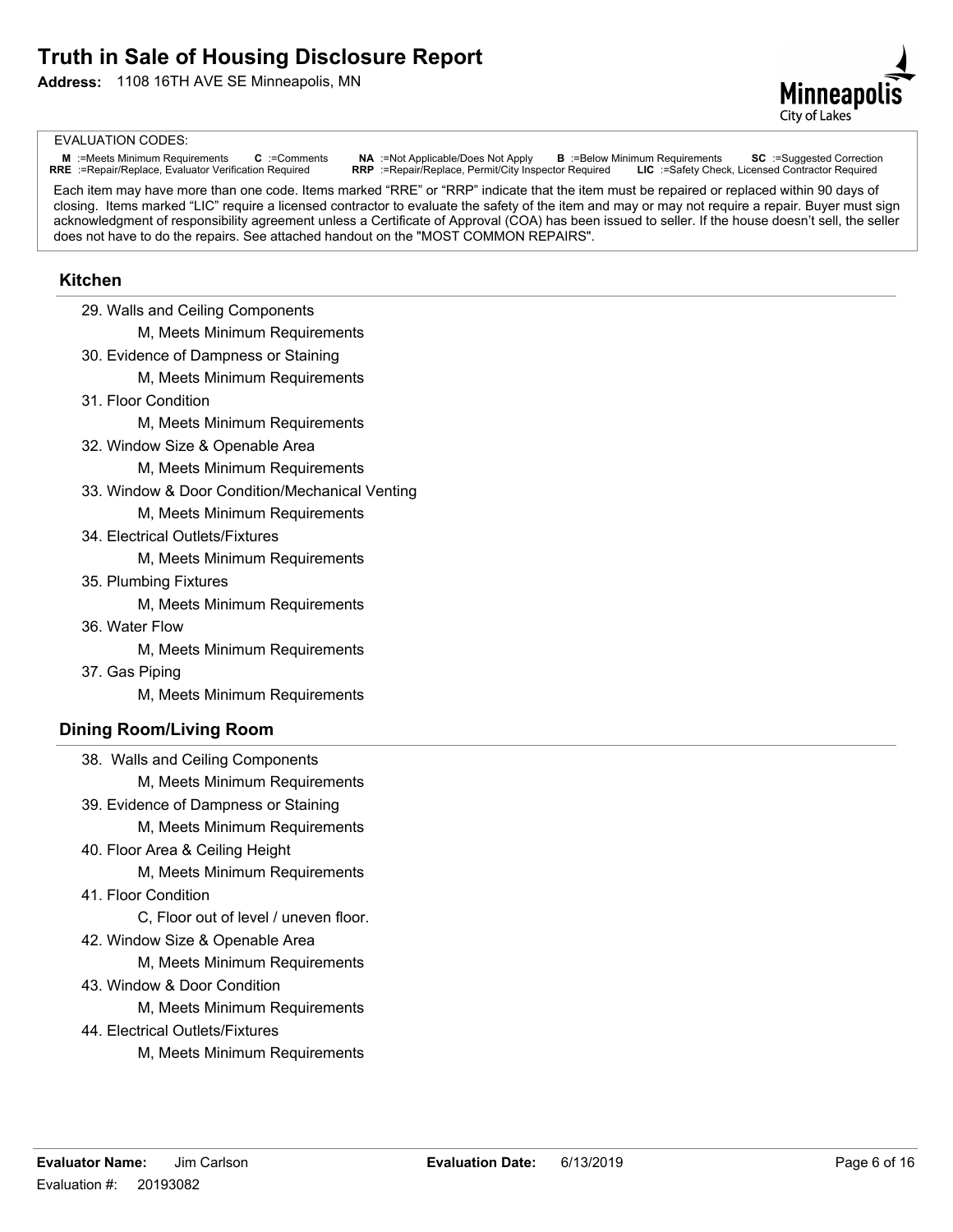# Truth in Sale of Housing Disclosure Report

**Address:** 1108 16TH AVE SE Minneapolis, MN

EVALUATION CODES:

**M** :=Meets Minimum Requirements **C** :=Comments **NA** :=Not Applicable/Does Not Apply **B** :=Below Minimum Requirements **SC** :=Suggested Correction
**RRE** :=Repair/Replace, Evaluator Verification Required **RRP** :=Repair/Replace, Permit/City Inspector Required **LIC** :=Safety Check, Licensed Contractor Required

Each item may have more than one code. Items marked "RRE" or "RRP" indicate that the item must be repaired or replaced within 90 days of closing. Items marked "LIC" require a licensed contractor to evaluate the safety of the item and may or may not require a repair. Buyer must sign acknowledgment of responsibility agreement unless a Certificate of Approval (COA) has been issued to seller. If the house doesn't sell, the seller does not have to do the repairs. See attached handout on the "MOST COMMON REPAIRS".

## Kitchen

29. Walls and Ceiling Components
    - M, Meets Minimum Requirements
30. Evidence of Dampness or Staining
    - M, Meets Minimum Requirements
31. Floor Condition
    - M, Meets Minimum Requirements
32. Window Size & Openable Area
    - M, Meets Minimum Requirements
33. Window & Door Condition/Mechanical Venting
    - M, Meets Minimum Requirements
34. Electrical Outlets/Fixtures
    - M, Meets Minimum Requirements
35. Plumbing Fixtures
    - M, Meets Minimum Requirements
36. Water Flow
    - M, Meets Minimum Requirements
37. Gas Piping
    - M, Meets Minimum Requirements

## Dining Room/Living Room

38. Walls and Ceiling Components
    - M, Meets Minimum Requirements
39. Evidence of Dampness or Staining
    - M, Meets Minimum Requirements
40. Floor Area & Ceiling Height
    - M, Meets Minimum Requirements
41. Floor Condition
    - C, Floor out of level / uneven floor.
42. Window Size & Openable Area
    - M, Meets Minimum Requirements
43. Window & Door Condition
    - M, Meets Minimum Requirements
44. Electrical Outlets/Fixtures
    - M, Meets Minimum Requirements

**Evaluator Name:** Jim Carlson **Evaluation Date:** 6/13/2019

Evaluation #: 20193082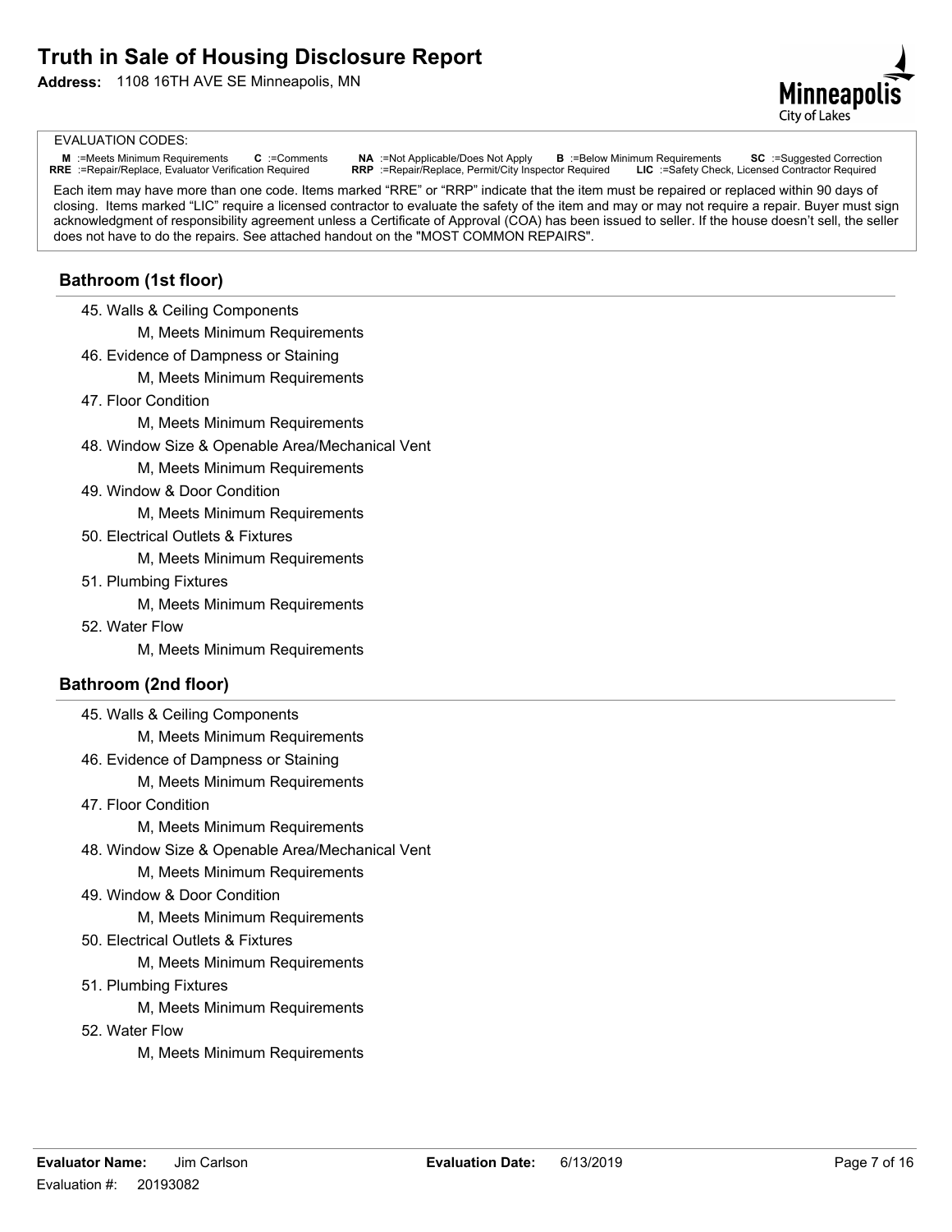# Truth in Sale of Housing Disclosure Report

**Address:** 1108 16TH AVE SE Minneapolis, MN

EVALUATION CODES:

**M** :=Meets Minimum Requirements **C** :=Comments **NA** :=Not Applicable/Does Not Apply **B** :=Below Minimum Requirements **SC** :=Suggested Correction
**RRE** :=Repair/Replace, Evaluator Verification Required **RRP** :=Repair/Replace, Permit/City Inspector Required **LIC** :=Safety Check, Licensed Contractor Required

Each item may have more than one code. Items marked "RRE" or "RRP" indicate that the item must be repaired or replaced within 90 days of closing. Items marked "LIC" require a licensed contractor to evaluate the safety of the item and may or may not require a repair. Buyer must sign acknowledgment of responsibility agreement unless a Certificate of Approval (COA) has been issued to seller. If the house doesn't sell, the seller does not have to do the repairs. See attached handout on the "MOST COMMON REPAIRS".

## Bathroom (1st floor)

45. Walls & Ceiling Components
    - M, Meets Minimum Requirements
46. Evidence of Dampness or Staining
    - M, Meets Minimum Requirements
47. Floor Condition
    - M, Meets Minimum Requirements
48. Window Size & Openable Area/Mechanical Vent
    - M, Meets Minimum Requirements
49. Window & Door Condition
    - M, Meets Minimum Requirements
50. Electrical Outlets & Fixtures
    - M, Meets Minimum Requirements
51. Plumbing Fixtures
    - M, Meets Minimum Requirements
52. Water Flow
    - M, Meets Minimum Requirements

## Bathroom (2nd floor)

45. Walls & Ceiling Components
    - M, Meets Minimum Requirements
46. Evidence of Dampness or Staining
    - M, Meets Minimum Requirements
47. Floor Condition
    - M, Meets Minimum Requirements
48. Window Size & Openable Area/Mechanical Vent
    - M, Meets Minimum Requirements
49. Window & Door Condition
    - M, Meets Minimum Requirements
50. Electrical Outlets & Fixtures
    - M, Meets Minimum Requirements
51. Plumbing Fixtures
    - M, Meets Minimum Requirements
52. Water Flow
    - M, Meets Minimum Requirements

**Evaluator Name:** Jim Carlson **Evaluation Date:** 6/13/2019

Evaluation #: 20193082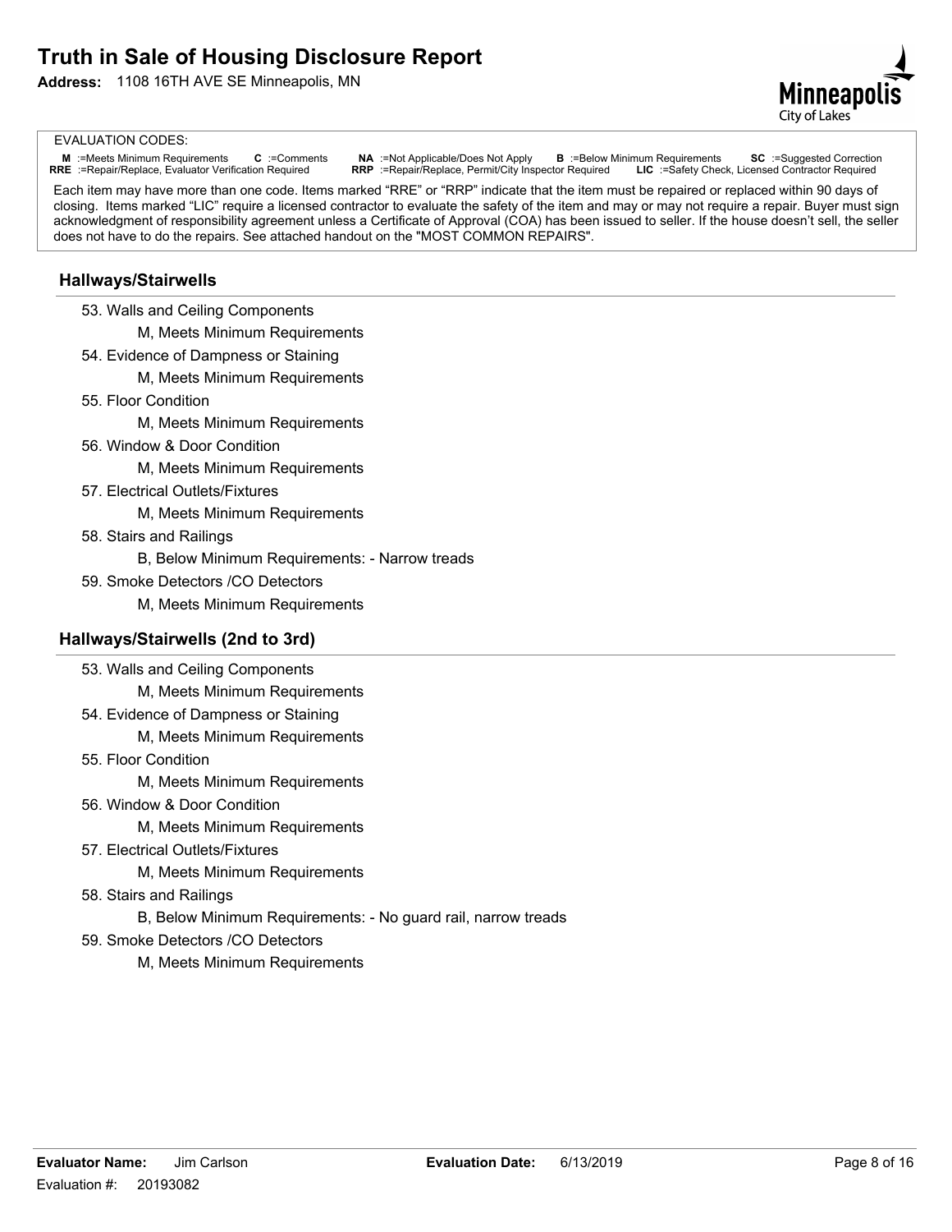# Truth in Sale of Housing Disclosure Report

**Address:** 1108 16TH AVE SE Minneapolis, MN

EVALUATION CODES:

**M** :=Meets Minimum Requirements **C** :=Comments **NA** :=Not Applicable/Does Not Apply **B** :=Below Minimum Requirements **SC** :=Suggested Correction
**RRE** :=Repair/Replace, Evaluator Verification Required **RRP** :=Repair/Replace, Permit/City Inspector Required **LIC** :=Safety Check, Licensed Contractor Required

Each item may have more than one code. Items marked "RRE" or "RRP" indicate that the item must be repaired or replaced within 90 days of closing. Items marked "LIC" require a licensed contractor to evaluate the safety of the item and may or may not require a repair. Buyer must sign acknowledgment of responsibility agreement unless a Certificate of Approval (COA) has been issued to seller. If the house doesn't sell, the seller does not have to do the repairs. See attached handout on the "MOST COMMON REPAIRS".

## Hallways/Stairwells

53. Walls and Ceiling Components
    - M, Meets Minimum Requirements
54. Evidence of Dampness or Staining
    - M, Meets Minimum Requirements
55. Floor Condition
    - M, Meets Minimum Requirements
56. Window & Door Condition
    - M, Meets Minimum Requirements
57. Electrical Outlets/Fixtures
    - M, Meets Minimum Requirements
58. Stairs and Railings
    - B, Below Minimum Requirements: - Narrow treads
59. Smoke Detectors /CO Detectors
    - M, Meets Minimum Requirements

## Hallways/Stairwells (2nd to 3rd)

53. Walls and Ceiling Components
    - M, Meets Minimum Requirements
54. Evidence of Dampness or Staining
    - M, Meets Minimum Requirements
55. Floor Condition
    - M, Meets Minimum Requirements
56. Window & Door Condition
    - M, Meets Minimum Requirements
57. Electrical Outlets/Fixtures
    - M, Meets Minimum Requirements
58. Stairs and Railings
    - B, Below Minimum Requirements: - No guard rail, narrow treads
59. Smoke Detectors /CO Detectors
    - M, Meets Minimum Requirements

**Evaluator Name:** Jim Carlson **Evaluation Date:** 6/13/2019

Evaluation #: 20193082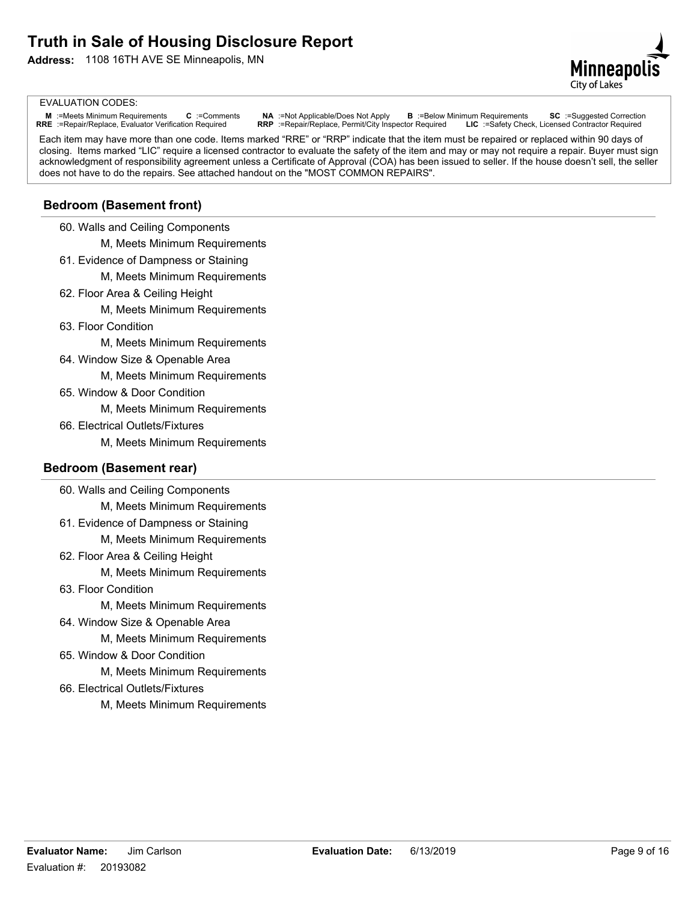# Truth in Sale of Housing Disclosure Report

**Address:** 1108 16TH AVE SE Minneapolis, MN

EVALUATION CODES:

**M** :=Meets Minimum Requirements **C** :=Comments **NA** :=Not Applicable/Does Not Apply **B** :=Below Minimum Requirements **SC** :=Suggested Correction
**RRE** :=Repair/Replace, Evaluator Verification Required **RRP** :=Repair/Replace, Permit/City Inspector Required **LIC** :=Safety Check, Licensed Contractor Required

Each item may have more than one code. Items marked "RRE" or "RRP" indicate that the item must be repaired or replaced within 90 days of closing. Items marked "LIC" require a licensed contractor to evaluate the safety of the item and may or may not require a repair. Buyer must sign acknowledgment of responsibility agreement unless a Certificate of Approval (COA) has been issued to seller. If the house doesn't sell, the seller does not have to do the repairs. See attached handout on the "MOST COMMON REPAIRS".

## Bedroom (Basement front)

60. Walls and Ceiling Components
    - M, Meets Minimum Requirements
61. Evidence of Dampness or Staining
    - M, Meets Minimum Requirements
62. Floor Area & Ceiling Height
    - M, Meets Minimum Requirements
63. Floor Condition
    - M, Meets Minimum Requirements
64. Window Size & Openable Area
    - M, Meets Minimum Requirements
65. Window & Door Condition
    - M, Meets Minimum Requirements
66. Electrical Outlets/Fixtures
    - M, Meets Minimum Requirements

## Bedroom (Basement rear)

60. Walls and Ceiling Components
    - M, Meets Minimum Requirements
61. Evidence of Dampness or Staining
    - M, Meets Minimum Requirements
62. Floor Area & Ceiling Height
    - M, Meets Minimum Requirements
63. Floor Condition
    - M, Meets Minimum Requirements
64. Window Size & Openable Area
    - M, Meets Minimum Requirements
65. Window & Door Condition
    - M, Meets Minimum Requirements
66. Electrical Outlets/Fixtures
    - M, Meets Minimum Requirements

**Evaluator Name:** Jim Carlson **Evaluation Date:** 6/13/2019

Evaluation #: 20193082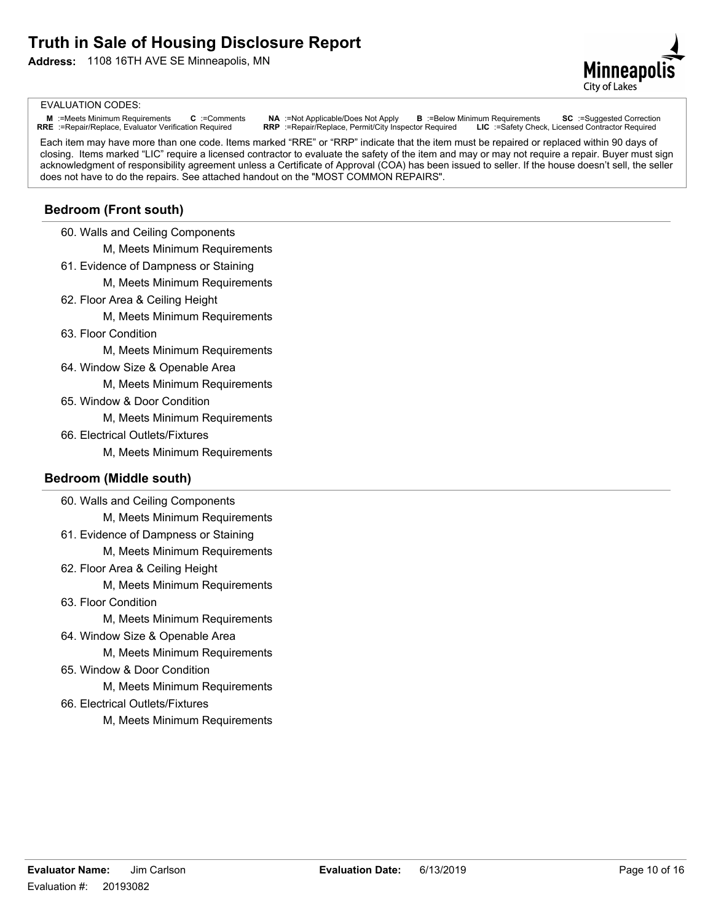# Truth in Sale of Housing Disclosure Report

**Address:** 1108 16TH AVE SE Minneapolis, MN

EVALUATION CODES:

**M** :=Meets Minimum Requirements **C** :=Comments **NA** :=Not Applicable/Does Not Apply **B** :=Below Minimum Requirements **SC** :=Suggested Correction
**RRE** :=Repair/Replace, Evaluator Verification Required **RRP** :=Repair/Replace, Permit/City Inspector Required **LIC** :=Safety Check, Licensed Contractor Required

Each item may have more than one code. Items marked "RRE" or "RRP" indicate that the item must be repaired or replaced within 90 days of closing. Items marked "LIC" require a licensed contractor to evaluate the safety of the item and may or may not require a repair. Buyer must sign acknowledgment of responsibility agreement unless a Certificate of Approval (COA) has been issued to seller. If the house doesn't sell, the seller does not have to do the repairs. See attached handout on the "MOST COMMON REPAIRS".

## Bedroom (Front south)

60. Walls and Ceiling Components
    - M, Meets Minimum Requirements
61. Evidence of Dampness or Staining
    - M, Meets Minimum Requirements
62. Floor Area & Ceiling Height
    - M, Meets Minimum Requirements
63. Floor Condition
    - M, Meets Minimum Requirements
64. Window Size & Openable Area
    - M, Meets Minimum Requirements
65. Window & Door Condition
    - M, Meets Minimum Requirements
66. Electrical Outlets/Fixtures
    - M, Meets Minimum Requirements

## Bedroom (Middle south)

60. Walls and Ceiling Components
    - M, Meets Minimum Requirements
61. Evidence of Dampness or Staining
    - M, Meets Minimum Requirements
62. Floor Area & Ceiling Height
    - M, Meets Minimum Requirements
63. Floor Condition
    - M, Meets Minimum Requirements
64. Window Size & Openable Area
    - M, Meets Minimum Requirements
65. Window & Door Condition
    - M, Meets Minimum Requirements
66. Electrical Outlets/Fixtures
    - M, Meets Minimum Requirements

**Evaluator Name:** Jim Carlson **Evaluation Date:** 6/13/2019
Evaluation #: 20193082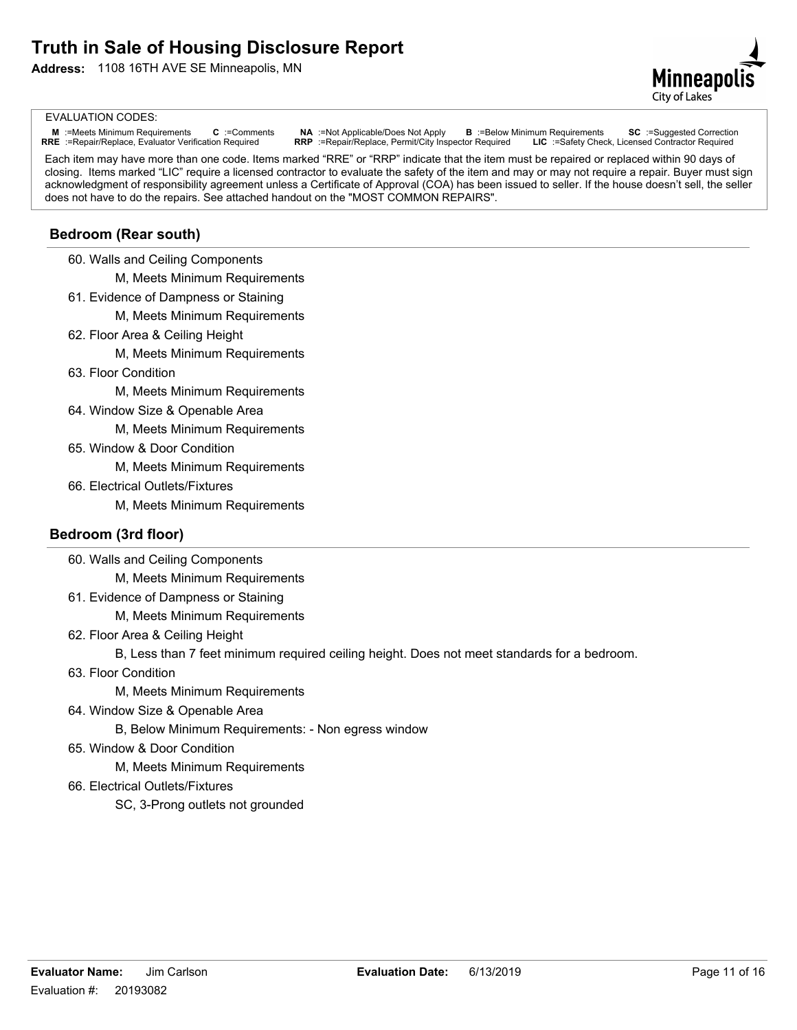# Truth in Sale of Housing Disclosure Report

**Address:** 1108 16TH AVE SE Minneapolis, MN

Minneapolis
City of Lakes

EVALUATION CODES:

**M** :=Meets Minimum Requirements **C** :=Comments **NA** :=Not Applicable/Does Not Apply **B** :=Below Minimum Requirements **SC** :=Suggested Correction
**RRE** :=Repair/Replace, Evaluator Verification Required **RRP** :=Repair/Replace, Permit/City Inspector Required **LIC** :=Safety Check, Licensed Contractor Required

Each item may have more than one code. Items marked "RRE" or "RRP" indicate that the item must be repaired or replaced within 90 days of closing. Items marked "LIC" require a licensed contractor to evaluate the safety of the item and may or may not require a repair. Buyer must sign acknowledgment of responsibility agreement unless a Certificate of Approval (COA) has been issued to seller. If the house doesn't sell, the seller does not have to do the repairs. See attached handout on the "MOST COMMON REPAIRS".

## Bedroom (Rear south)

60. Walls and Ceiling Components
    M, Meets Minimum Requirements
61. Evidence of Dampness or Staining
    M, Meets Minimum Requirements
62. Floor Area & Ceiling Height
    M, Meets Minimum Requirements
63. Floor Condition
    M, Meets Minimum Requirements
64. Window Size & Openable Area
    M, Meets Minimum Requirements
65. Window & Door Condition
    M, Meets Minimum Requirements
66. Electrical Outlets/Fixtures
    M, Meets Minimum Requirements

## Bedroom (3rd floor)

60. Walls and Ceiling Components
    M, Meets Minimum Requirements
61. Evidence of Dampness or Staining
    M, Meets Minimum Requirements
62. Floor Area & Ceiling Height
    B, Less than 7 feet minimum required ceiling height. Does not meet standards for a bedroom.
63. Floor Condition
    M, Meets Minimum Requirements
64. Window Size & Openable Area
    B, Below Minimum Requirements: - Non egress window
65. Window & Door Condition
    M, Meets Minimum Requirements
66. Electrical Outlets/Fixtures
    SC, 3-Prong outlets not grounded

**Evaluator Name:** Jim Carlson **Evaluation Date:** 6/13/2019
Evaluation #: 20193082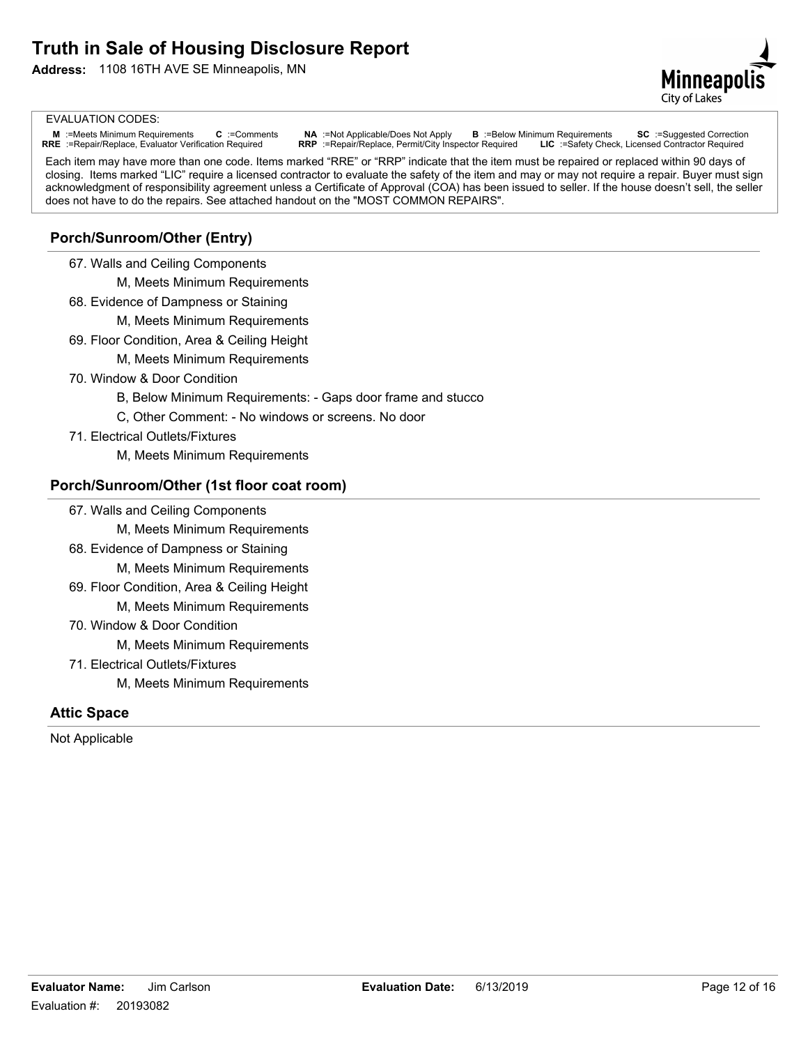# Truth in Sale of Housing Disclosure Report

**Address:** 1108 16TH AVE SE Minneapolis, MN

EVALUATION CODES:

**M** :=Meets Minimum Requirements **C** :=Comments **NA** :=Not Applicable/Does Not Apply **B** :=Below Minimum Requirements **SC** :=Suggested Correction
**RRE** :=Repair/Replace, Evaluator Verification Required **RRP** :=Repair/Replace, Permit/City Inspector Required **LIC** :=Safety Check, Licensed Contractor Required

Each item may have more than one code. Items marked "RRE" or "RRP" indicate that the item must be repaired or replaced within 90 days of closing. Items marked "LIC" require a licensed contractor to evaluate the safety of the item and may or may not require a repair. Buyer must sign acknowledgment of responsibility agreement unless a Certificate of Approval (COA) has been issued to seller. If the house doesn't sell, the seller does not have to do the repairs. See attached handout on the "MOST COMMON REPAIRS".

## Porch/Sunroom/Other (Entry)

67. Walls and Ceiling Components
    - M, Meets Minimum Requirements
68. Evidence of Dampness or Staining
    - M, Meets Minimum Requirements
69. Floor Condition, Area & Ceiling Height
    - M, Meets Minimum Requirements
70. Window & Door Condition
    - B, Below Minimum Requirements: - Gaps door frame and stucco
    - C, Other Comment: - No windows or screens. No door
71. Electrical Outlets/Fixtures
    - M, Meets Minimum Requirements

## Porch/Sunroom/Other (1st floor coat room)

67. Walls and Ceiling Components
    - M, Meets Minimum Requirements
68. Evidence of Dampness or Staining
    - M, Meets Minimum Requirements
69. Floor Condition, Area & Ceiling Height
    - M, Meets Minimum Requirements
70. Window & Door Condition
    - M, Meets Minimum Requirements
71. Electrical Outlets/Fixtures
    - M, Meets Minimum Requirements

## Attic Space

Not Applicable

**Evaluator Name:** Jim Carlson **Evaluation Date:** 6/13/2019

Evaluation #: 20193082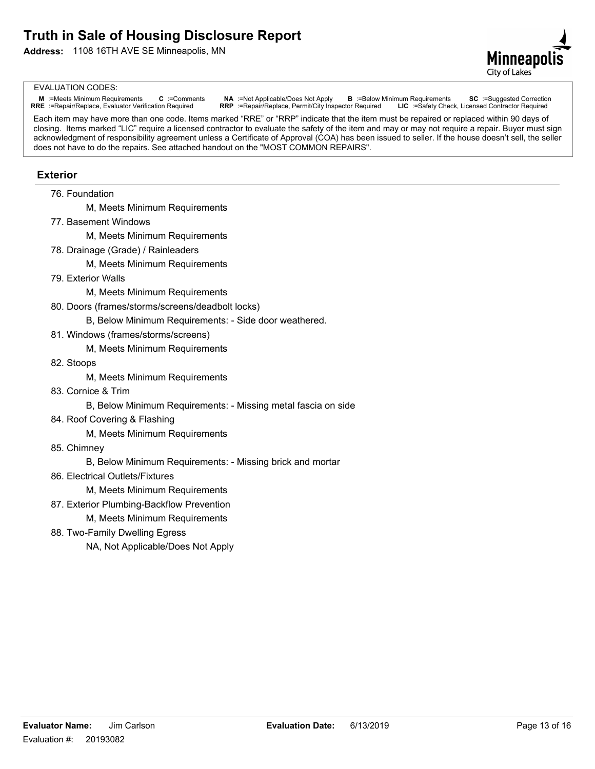# Truth in Sale of Housing Disclosure Report

**Address:** 1108 16TH AVE SE Minneapolis, MN

EVALUATION CODES:

**M** :=Meets Minimum Requirements **C** :=Comments **NA** :=Not Applicable/Does Not Apply **B** :=Below Minimum Requirements **SC** :=Suggested Correction
**RRE** :=Repair/Replace, Evaluator Verification Required **RRP** :=Repair/Replace, Permit/City Inspector Required **LIC** :=Safety Check, Licensed Contractor Required

Each item may have more than one code. Items marked "RRE" or "RRP" indicate that the item must be repaired or replaced within 90 days of closing. Items marked "LIC" require a licensed contractor to evaluate the safety of the item and may or may not require a repair. Buyer must sign acknowledgment of responsibility agreement unless a Certificate of Approval (COA) has been issued to seller. If the house doesn't sell, the seller does not have to do the repairs. See attached handout on the "MOST COMMON REPAIRS".

## Exterior

76. Foundation
    - M, Meets Minimum Requirements
77. Basement Windows
    - M, Meets Minimum Requirements
78. Drainage (Grade) / Rainleaders
    - M, Meets Minimum Requirements
79. Exterior Walls
    - M, Meets Minimum Requirements
80. Doors (frames/storms/screens/deadbolt locks)
    - B, Below Minimum Requirements: - Side door weathered.
81. Windows (frames/storms/screens)
    - M, Meets Minimum Requirements
82. Stoops
    - M, Meets Minimum Requirements
83. Cornice & Trim
    - B, Below Minimum Requirements: - Missing metal fascia on side
84. Roof Covering & Flashing
    - M, Meets Minimum Requirements
85. Chimney
    - B, Below Minimum Requirements: - Missing brick and mortar
86. Electrical Outlets/Fixtures
    - M, Meets Minimum Requirements
87. Exterior Plumbing-Backflow Prevention
    - M, Meets Minimum Requirements
88. Two-Family Dwelling Egress
    - NA, Not Applicable/Does Not Apply

**Evaluator Name:** Jim Carlson **Evaluation Date:** 6/13/2019

Evaluation #: 20193082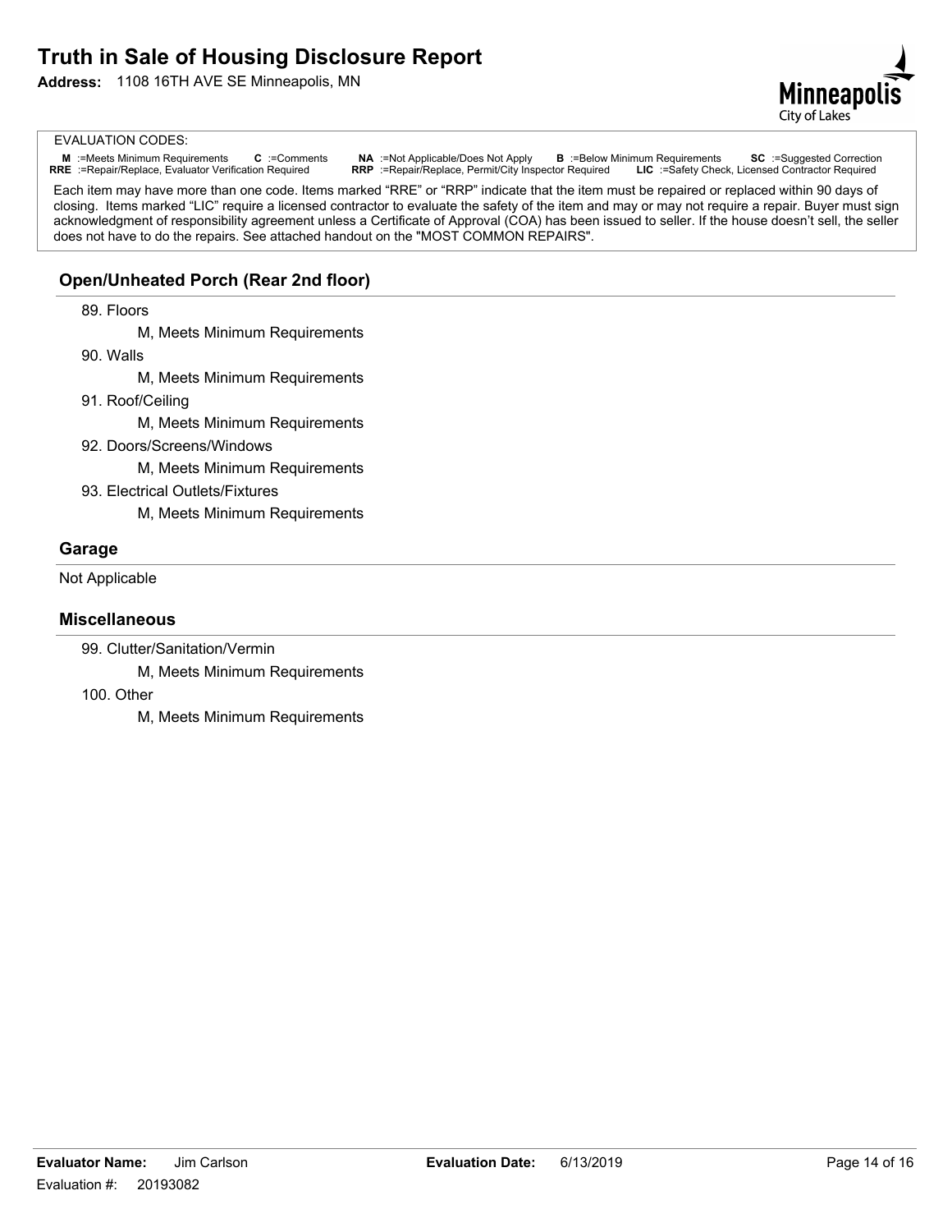# Truth in Sale of Housing Disclosure Report

**Address:** 1108 16TH AVE SE Minneapolis, MN

EVALUATION CODES:

**M** :=Meets Minimum Requirements **C** :=Comments **NA** :=Not Applicable/Does Not Apply **B** :=Below Minimum Requirements **SC** :=Suggested Correction
**RRE** :=Repair/Replace, Evaluator Verification Required **RRP** :=Repair/Replace, Permit/City Inspector Required **LIC** :=Safety Check, Licensed Contractor Required

Each item may have more than one code. Items marked "RRE" or "RRP" indicate that the item must be repaired or replaced within 90 days of closing. Items marked "LIC" require a licensed contractor to evaluate the safety of the item and may or may not require a repair. Buyer must sign acknowledgment of responsibility agreement unless a Certificate of Approval (COA) has been issued to seller. If the house doesn't sell, the seller does not have to do the repairs. See attached handout on the "MOST COMMON REPAIRS".

## Open/Unheated Porch (Rear 2nd floor)

89. Floors
    - M, Meets Minimum Requirements
90. Walls
    - M, Meets Minimum Requirements
91. Roof/Ceiling
    - M, Meets Minimum Requirements
92. Doors/Screens/Windows
    - M, Meets Minimum Requirements
93. Electrical Outlets/Fixtures
    - M, Meets Minimum Requirements

## Garage

Not Applicable

## Miscellaneous

99. Clutter/Sanitation/Vermin
    - M, Meets Minimum Requirements
100. Other
    - M, Meets Minimum Requirements

**Evaluator Name:** Jim Carlson **Evaluation Date:** 6/13/2019

Evaluation #: 20193082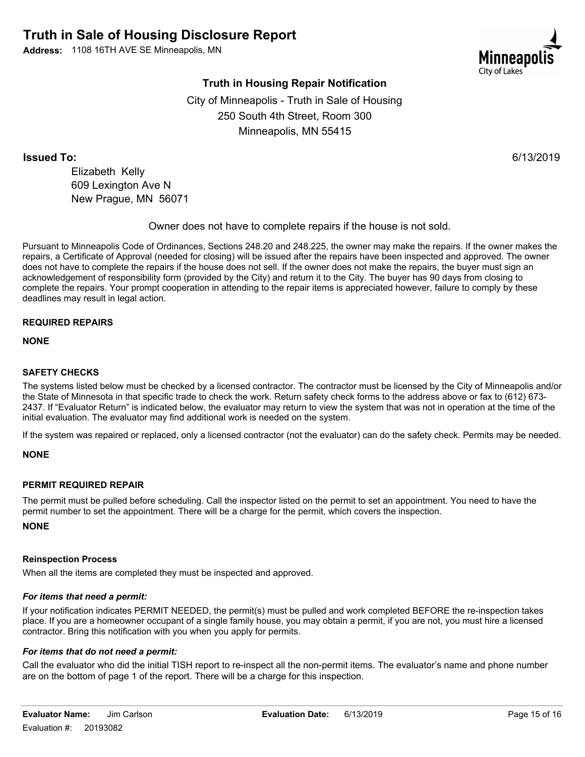# Truth in Sale of Housing Disclosure Report

**Address:** 1108 16TH AVE SE Minneapolis, MN

## Truth in Housing Repair Notification

City of Minneapolis - Truth in Sale of Housing
250 South 4th Street, Room 300
Minneapolis, MN 55415

**Issued To:** 6/13/2019

Elizabeth Kelly
609 Lexington Ave N
New Prague, MN 56071

Owner does not have to complete repairs if the house is not sold.

Pursuant to Minneapolis Code of Ordinances, Sections 248.20 and 248.225, the owner may make the repairs. If the owner makes the repairs, a Certificate of Approval (needed for closing) will be issued after the repairs have been inspected and approved. The owner does not have to complete the repairs if the house does not sell. If the owner does not make the repairs, the buyer must sign an acknowledgement of responsibility form (provided by the City) and return it to the City. The buyer has 90 days from closing to complete the repairs. Your prompt cooperation in attending to the repair items is appreciated however, failure to comply by these deadlines may result in legal action.

**REQUIRED REPAIRS**

**NONE**

**SAFETY CHECKS**

The systems listed below must be checked by a licensed contractor. The contractor must be licensed by the City of Minneapolis and/or the State of Minnesota in that specific trade to check the work. Return safety check forms to the address above or fax to (612) 673-2437. If "Evaluator Return" is indicated below, the evaluator may return to view the system that was not in operation at the time of the initial evaluation. The evaluator may find additional work is needed on the system.

If the system was repaired or replaced, only a licensed contractor (not the evaluator) can do the safety check. Permits may be needed.

**NONE**

**PERMIT REQUIRED REPAIR**

The permit must be pulled before scheduling. Call the inspector listed on the permit to set an appointment. You need to have the permit number to set the appointment. There will be a charge for the permit, which covers the inspection.

**NONE**

**Reinspection Process**

When all the items are completed they must be inspected and approved.

***For items that need a permit:***

If your notification indicates PERMIT NEEDED, the permit(s) must be pulled and work completed BEFORE the re-inspection takes place. If you are a homeowner occupant of a single family house, you may obtain a permit, if you are not, you must hire a licensed contractor. Bring this notification with you when you apply for permits.

***For items that do not need a permit:***

Call the evaluator who did the initial TISH report to re-inspect all the non-permit items. The evaluator's name and phone number are on the bottom of page 1 of the report. There will be a charge for this inspection.

**Evaluator Name:** Jim Carlson **Evaluation Date:** 6/13/2019

Evaluation #: 20193082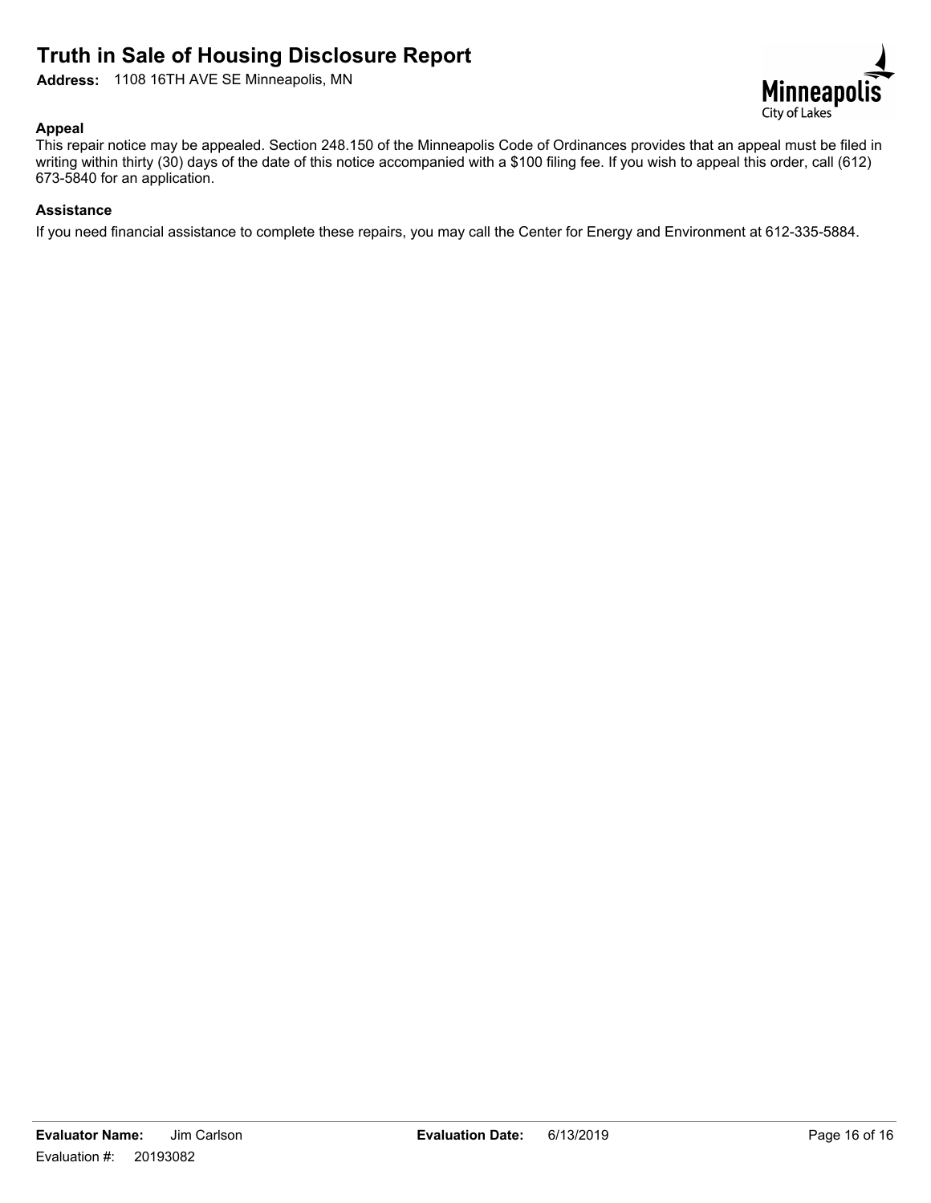## Appeal

This repair notice may be appealed. Section 248.150 of the Minneapolis Code of Ordinances provides that an appeal must be filed in writing within thirty (30) days of the date of this notice accompanied with a $100 filing fee. If you wish to appeal this order, call (612) 673-5840 for an application.

## Assistance

If you need financial assistance to complete these repairs, you may call the Center for Energy and Environment at 612-335-5884.